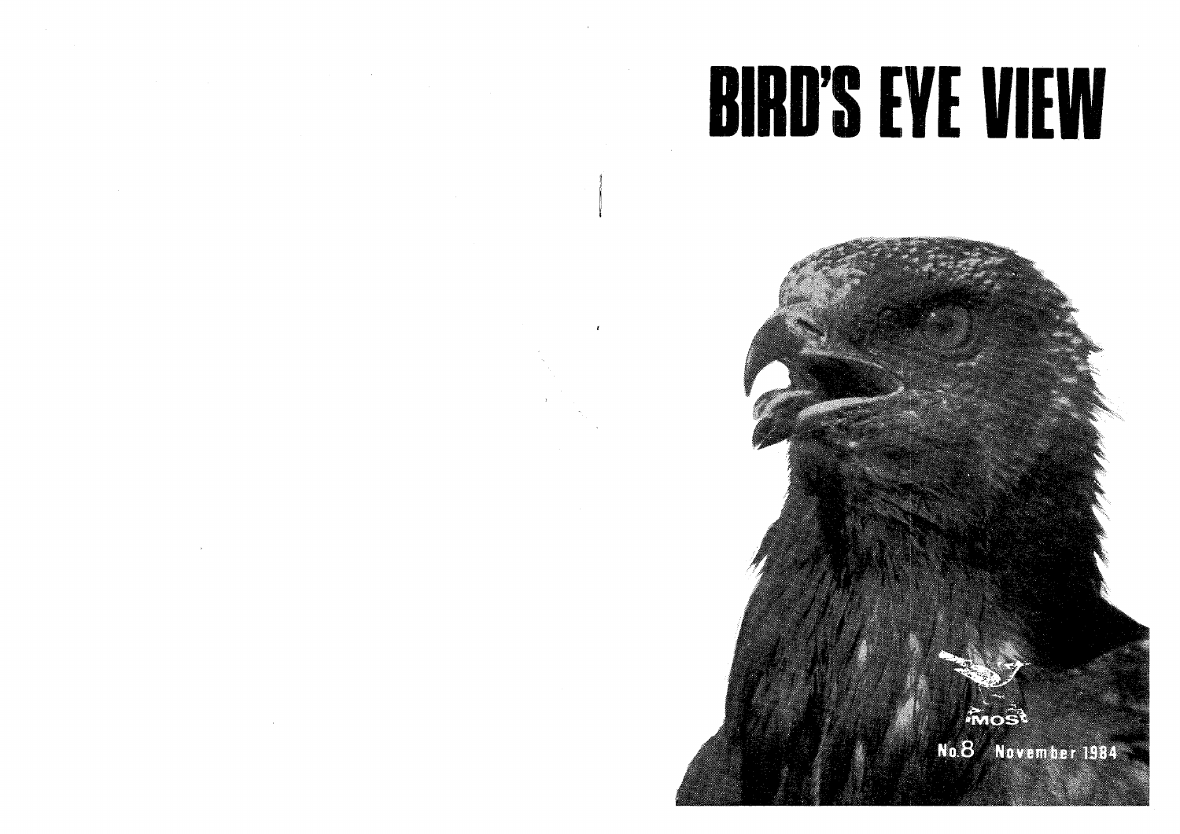# BIRD'S EYE VIEW

MOS

No.8 November 1984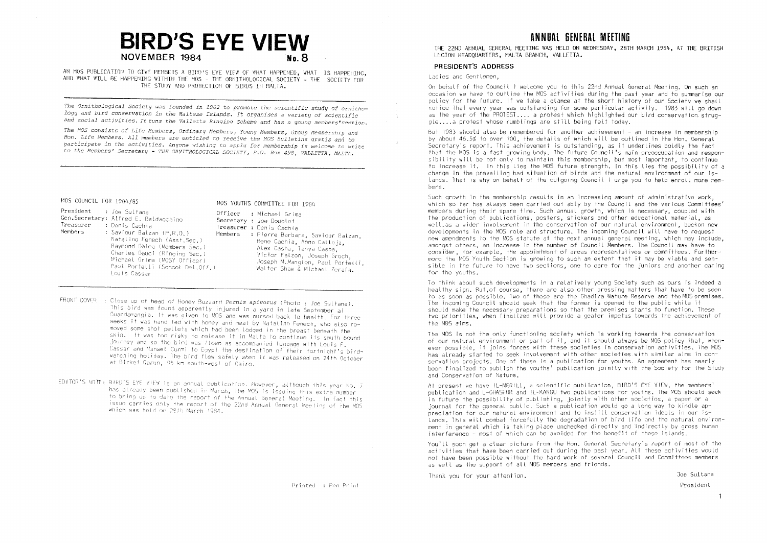# BIRD'S EYE VIEW

## NOVEMBER 1984 No. 8

AN MOS PUBLICATION TO GIVE MEMBERS A BIRD'S EYE VIEW OF WHAT HAPPENED, WHAT IS HAPPENING, AND WHAT WILL BE HAPPENING WITHIN THE MOS - THE ORNITHOLOGICAL SOCIETY - THE SOCIETY FOR THE STUDY AND PROTECTION OF BIRDS IN MALTA.

---

*The Ornithological Society was founded in 1962 to promote the scientific study of ornithology and bird conservation in the Maltese Islands. It organises a variety of scientific and social activities. It runs the Valletta Ringing Scheme and has a young members' section.*

*The MOS consists of Life Members, Ordinary Members, Young Members, Group Membership and Hon. Life Members. All members are entitled to receive the MOS Bulletins gratis and to participate in the activities. Anyone wishing to apply for membership is welcome to write to the Members' Secretary - THE ORNITHOLOGICAL SOCIETY, P.O. Box 498, VALLETTA, MALTA.*

---

MOS COUNCIL FOR 1984/85

President : Joe Sultana
Gen.Secretary: Alfred E. Baldacchino
Treasurer : Denis Cachia
Members : Saviour Balzan (P.R.O.)
Natalino Fenech (Asst.Sec.)
Raymond Galea (Members Sec.)
Charles Gauci (Ringing Sec.)
Michael Grima (MOSY Officer)
Paul Portelli (School Del.Off.)
Louis Cassar

MOS YOUTHS COMMITTEE FOR 1984

Officer : Michael Grima
Secretary : Joe Doublet
Treasurer : Denis Cachia
Members : Pierre Barbara, Saviour Balzan, Rene Cachia, Anna Calleja, Alex Casha, Tanya Casha, Victor Falzon, Joseph Groch, Joseph M.Mangion, Paul Portelli, Walter Shaw & Michael Zerafa.

---

FRONT COVER : Close up of head of Honey Buzzard *Pernis apivorus* (Photo : Joe Sultana). This bird was found apparently injured in a yard in late September at Guardamangia. It was given to MOS and was nursed back to health. For three weeks it was hand fed with honey and meat by Natalino Fenech, who also removed some shot pellets which had been lodged in the breast beneath the skin. It was too risky to release it in Malta to continue its south bound journey and so the bird was flown as accompanied luggage with Louis F. Cassar and Manwel Curmi to Egypt the destination of their fortnight's bird-watching holiday. The bird flew safely when it was released on 24th October at Birket Qarun, 95 km south-west of Cairo.

EDITOR'S NOTE: BIRD'S EYE VIEW is an annual publication. However, although this year No. 7 has already been published in March, the MOS is issuing this extra number to bring up to date the report of the Annual General Meeting. In fact this issue carries only the report of the 22nd Annual General Meeting of the MOS which was held on 28th March 1984.

Printed : Pen Print

# ANNUAL GENERAL MEETING

THE 22ND ANNUAL GENERAL MEETING WAS HELD ON WEDNESDAY, 28TH MARCH 1984, AT THE BRITISH LEGION HEADQUARTERS, MALTA BRANCH, VALLETTA.

## PRESIDENT'S ADDRESS

Ladies and Gentlemen,

On behalf of the Council I welcome you to this 22nd Annual General Meeting. On such an occasion we have to outline the MOS activities during the past year and to summarise our policy for the future. If we take a glance at the short history of our Society we shall notice that every year was outstanding for some particular activity. 1983 will go down as the year of the PROTEST.... a protest which highlighted our bird conservation struggle....a protest whose rumblings are still being felt today.

But 1983 should also be remembered for another achievement - an increase in membership by about 46.5% to over 700, the details of which will be outlined in the Hon. General Secretary's report. This achievement is outstanding, as it underlines boldly the fact that the MOS is a fast growing body. The future Council's main preoccupation and responsibility will be not only to maintain this membership, but most important, to continue to increase it. In this lies the MOS future strength. In this lies the possibility of a change in the prevailing bad situation of birds and the natural environment of our islands. That is why on behalf of the outgoing Council I urge you to help enroll more members.

Such growth in the membership results in an increasing amount of administrative work, which so far has always been carried out ably by the Council and the various Committees' members during their spare time. Such annual growth, which is necessary, coupled with the production of publications, posters, stickers and other educational material, as well as a wider involvement in the conservation of our natural environment, beckon new developments in the MOS role and structure. The incoming Council will have to request new amendments to the MOS statute at the next annual general meeting, which may include, amongst others, an increase in the number of Council Members. The Council may have to consider, for example, the appointment of areas representatives or committees. Furthermore the MOS Youth Section is growing to such an extent that it may be viable and sensible in the future to have two sections, one to care for the juniors and another caring for the youths.

To think about such developments in a relatively young Society such as ours is indeed a healthy sign. But, of course, there are also other pressing matters that have to be seen to as soon as possible. Two of these are the Ghadira Nature Reserve and the MOS premises. The incoming Council should seek that the former is opened to the public while it should make the necessary preparations so that the premises starts to function. These two priorities, when finalized will provide a geater impetus towards the achievement of the MOS aims.

The MOS is not the only functioning society which is working towards the conservation of our natural environment or part of it, and it should always be MOS policy that, whenever possible, it joins forces with these societies in conservation activities. The MOS has already started to seek involvement with other societies with similar aims in conservation projects. One of these is a publication for youths. An agreement has nearly been finalized to publish the youths' publication jointly with the Society for the Study and Conservation of Nature.

At present we have IL-MERILL, a scientific publication, BIRD'S EYE VIEW, the members' publication and L-GHASFUR and IL-KANGU two publications for youths. The MOS should seek in future the possibility of publishing, jointly with other societies, a paper or a journal for the general public. Such a publication would go a long way to kindle appreciation for our natural environment and to instill conservation ideals in our islands. This will combat forcefully the degradation of bird life and the natural environment in general which is taking place unchecked directly and indirectly by gross human interference - most of which can be avoided for the benefit of these islands.

You'll soon get a clear picture from the Hon. General Secretary's report of most of the activities that have been carried out during the past year. All these activities would not have been possible without the hard work of several Council and Committees members as well as the support of all MOS members and friends.

Thank you for your attention.

Joe Sultana
President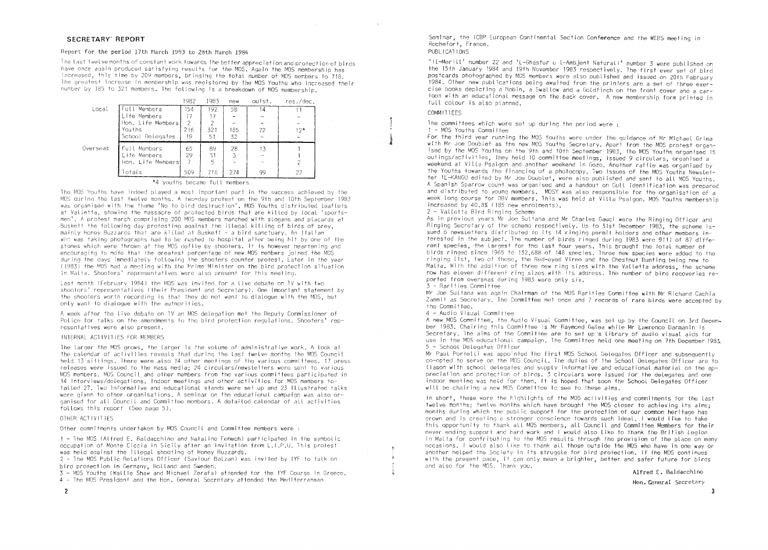## SECRETARY' REPORT

Report for the period 17th March 1983 to 28th March 1984

The last twelve months of constant work towards the better appreciation and protection of birds have once again produced satisfying results for the MOS. Again the MOS membership has increased, this time by 209 members, bringing the total number of MOS members to 718. The greatest increase in membership was registered by the MOS Youths who increased their number by 185 to 321 members. The following is a breakdown of MOS membership.

| | | 1982 | 1983 | new | outst. | res./dec. |
|---|---|---|---|---|---|---|
| Local | Full Members | 154 | 192 | 58 | 14 | 11 |
| | Life Members | 17 | 17 | - | - | - |
| | Hon. Life Members | 2 | 2 | - | - | - |
| | Youths | 216 | 321 | 185 | 72 | 12* |
| | School Delegates | 19 | 51 | 32 | - | - |
| Overseas | Full Members | 65 | 89 | 28 | 13 | 1 |
| | Life Members | 29 | 31 | 3 | - | 1 |
| | Hon. Life Members | 7 | 5 | - | - | 2 |
| | Totals | 509 | 718 | 274 | 99 | 27 |

*4 youths became full members

The MOS Youths have indeed played a most important part in the success achieved by the MOS during the last twelve months. A two-day protest on the 9th and 10th September 1983 was organised with the theme 'No to bird destruction'. MOS Youths distributed leaflets at Valletta, showing the massacre of protected birds that are killed by local 'sportsmen'. A protest march comprising 200 MOS members marched with slogans and placards at Buskett the following day protesting against the illegal killing of birds of prey, mainly Honey Buzzards that are killed at Buskett - a bird sanctuary. An Italian who was taking photographs had to be rushed to hospital after being hit by one of the stones which were thrown at the MOS defile by shooters. It is however heartening and encouraging to note that the greatest percentage of new MOS members joined the MOS during the days immediately following the shooters counter protest. Later in the year (1983) the MOS had a meeting with the Prime Minister on the bird protection situation in Malta. Shooters' representatives were also present for this meeting.

Last month (February 1984) the MOS was invited for a live debate on TV with two shooters' representatives (their President and Secretary). One important statement by the shooters worth recording is that they do not want to dialogue with the MOS, but only want to dialogue with the authorities.

A week after the live debate on TV an MOS delegation met the Deputy Commissioner of Police for talks on the amendments to the bird protection regulations. Shooters' representatives were also present.

### INTERNAL ACTIVITIES FOR MEMBERS

The larger the MOS grows, the larger is the volume of administrative work. A look at the calendar of activities reveals that during the last twelve months the MOS Council held 13 sittings. There were also 14 other meetings of the various committees. 17 press releases were issued to the mass media; 24 circulars/newsletters were sent to various MOS members. MOS Council and other members from the various committees participated in 14 interviews/delegations. Indoor meetings and other activities for MOS members totalled 27. Two informative and educational stands were set up and 23 illustrated talks were given to other organisations. A seminar on the educational campaign was also organised for all Council and Committee members. A detailed calendar of all activities follows this report (See page 5).

### OTHER ACTIVITIES

Other commitments undertaken by MOS Council and Committee members were :

1 - The MOS (Alfred E. Baldacchino and Natalino Fenech) participated in the symbolic occupation of Monte Ciccia in Sicily after an invitation from L.I.P.U. This protest was held against the illegal shooting of Honey Buzzards.
2 - The MOS Public Relations Officer (Saviour Balzan) was invited by IYF to talk on bird protection in Germany, Holland and Sweden.
3 - MOS Youths (Wallie Shaw and Michael Zerafa) attended for the IYF Course in Greece.
4 - The MOS President and the Hon. General Secretary attended the Mediterranean Seminar, the ICBP European Continental Section Conference and the WEBS meeting in Rochefort, France.

### PUBLICATIONS

'Il-Merill' number 22 and 'L-Għasfur u l-Ambjent Naturali' number 3 were published on the 15th January 1984 and 19th November 1983 respectively. The first ever set of bird postcards photographed by MOS members were also published and issued on 20th February 1984. Other new publications being awaited from the printers are a set of three exercise books depicting a Robin, a Swallow and a Goldfinch on the front cover and a cartoon with an educational message on the back cover. A new membership form printed in full colour is also planned.

### COMMITTEES

The committees which were set up during the period were :

1 - MOS Youths Committee

For the third year running the MOS Youths were under the guidance of Mr Michael Grima with Mr Joe Doublet as the new MOS Youths Secretary. Apart from the MOS protest organised by the MOS Youths on the 9th and 10th September 1983, the MOS Youths organised 15 outings/activities, they held 10 committee meetings, issued 9 circulars, organised a weekend at Villa Psaigon and another weekend in Gozo. Another raffle was organised by the Youths towards the financing of a photocopy. Two issues of the MOS Youths Newsletter IL-KANGU edited by Mr Joe Doublet, were also published and sent to all MOS Youths. A Spanish Sparrow count was organised and a handout on Gull identification was prepared and distributed to young members. MOSY was also responsible for the organisation of a week long course for DBV members. This was held at Villa Psaigon. MOS Youths membership increased by 40.8% (185 new enrolments).

2 - Valletta Bird Ringing Scheme

As in previous years Mr Joe Sultana and Mr Charles Gauci were the Ringing Officer and Ringing Secretary of the scheme respectively. Up to 31st December 1983, the scheme issued 6 newsletters distributed to its 14 ringing permit holders and other members interested in the subject. The number of birds ringed during 1983 were 9111 of 87 different species, the largest for the last four years. This brought the total number of birds ringed since 1965 to 132,688 of 148 species. Three new species were added to the ringing list, two of these, the Red-eyed Vireo and the Chestnut Bunting being new to Malta. With the addition of three new ring sizes with the Valletta address, the scheme now has eleven different ring sizes with its address. The number of bird recoveries reported from overseas during 1983 were only six.

3 - Rarities Committee

Mr Joe Sultana was again Chairman of the MOS Rarities Committee with Mr Richard Cachia Zammit as Secretary. The Committee met once and 7 records of rare birds were accepted by the Committee.

4 - Audio Visual Committee

A new MOS Committee, the Audio Visual Committee, was set up by the Council on 3rd December 1983. Chairing this Committee is Mr Raymond Galea while Mr Lawrence Darmanin is Secretary. The aims of the Committee are to set up a library of audio visual aids for use in the MOS educational campaign. The Committee held one meeting on 7th December 1983.

5 - School Delegates Officer

Mr Paul Portelli was appointed the first MOS School Delegates Officer and subsequently co-opted to serve on the MOS Council. The duties of the School Delegates Officer are to liason with school delegates and supply informative and educational material on the appreciation and protection of birds. 3 circulars were issued for the delegates and one indoor meeting was held for them. It is hoped that soon the School Delegates Officer will be chairing a new MOS Committee to see to these aims.

In short, these were the highlights of the MOS activities and commitments for the last twelve months; twelve months which have brought the MOS closer to achieving its aims; months during which the public support for the protection of our common heritage has grown and is creating a stronger conscience towards such ideal. I would like to take this opportunity to thank all MOS members, all Council and Committee Members for their never ending support and hard work and I would also like to thank the British Legion in Malta for contributing to the MOS results through the provision of the place on many occasions. I would also like to thank all those outside the MOS who have in one way or another helped the Society in its struggle for bird protection. If the MOS continues with the present pace, it can only mean a brighter, better and safer future for birds and also for the MOS. Thank you.

Alfred E. Baldacchino

Hon. General Secretary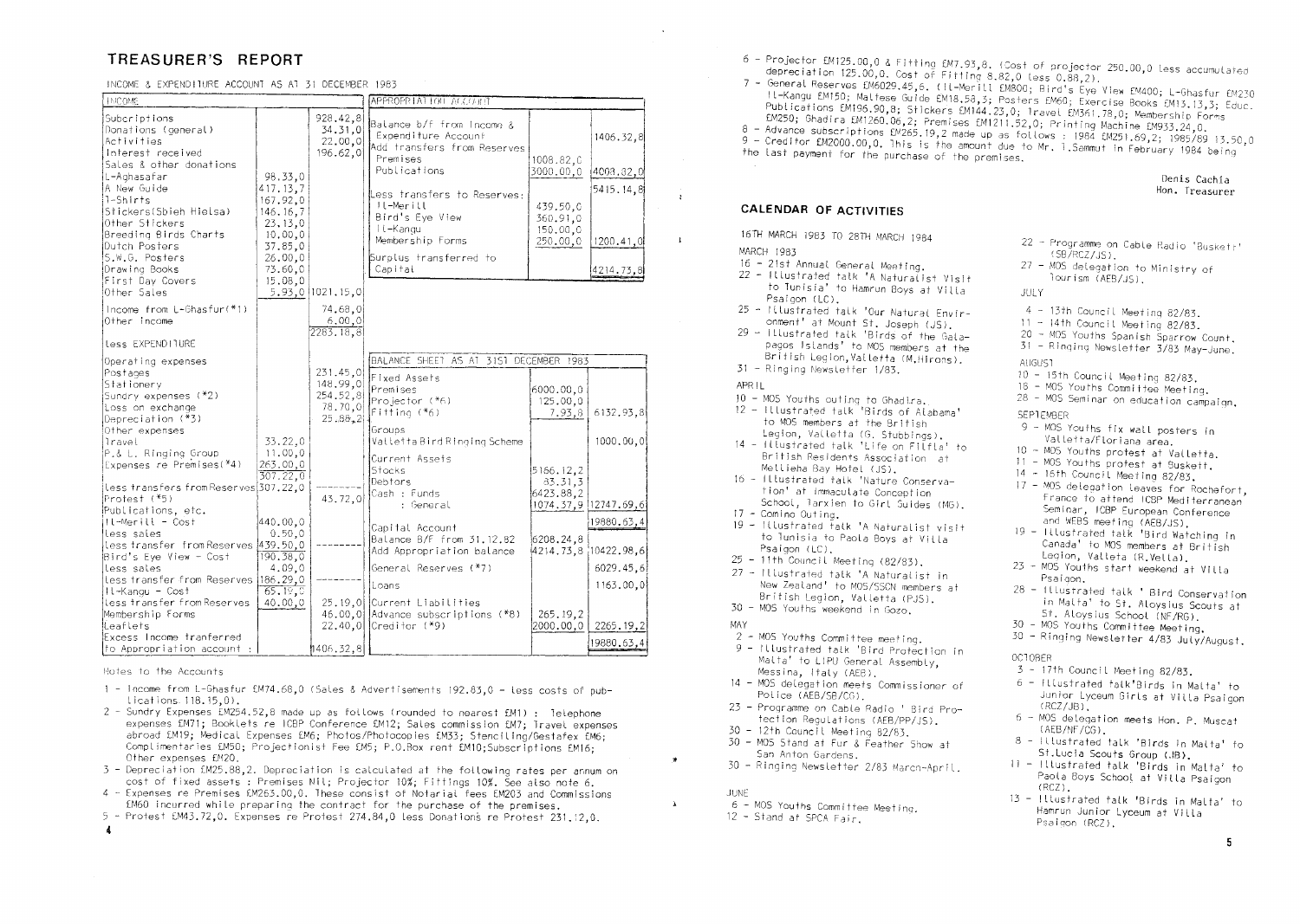# TREASURER'S REPORT

INCOME & EXPENDITURE ACCOUNT AS AT 31 DECEMBER 1983

| INCOME | | |
|---|---|---|
| Subcriptions | | 928.42,8 |
| Donations (general) | | 34.31,0 |
| Activities | | 22.00,0 |
| Interest received | | 196.62,0 |
| Sales & other donations | | |
| L-Aghasafar | 98.33,0 | |
| A New Guide | 417.13,7 | |
| T-Shirts | 167.92,0 | |
| Stickers(Sbieh Hielsa) | 146.16,7 | |
| Other Stickers | 23.13,0 | |
| Breeding Birds Charts | 10.00,0 | |
| Dutch Posters | 37.85,0 | |
| S.W.G. Posters | 26.00,0 | |
| Drawing Books | 73.60,0 | |
| First Day Covers | 15.08,0 | |
| Other Sales | 5.93,0 | 1021.15,0 |
| Income from L-Ghasfur(*1) | | 74.68,0 |
| Other Income | | 6.00,0 |
| | | 2283.18,8 |
| Less EXPENDITURE | | |
| Operating expenses | | |
| Postages | | 231.45,0 |
| Stationery | | 148.99,0 |
| Sundry expenses (*2) | | 254.52,8 |
| Loss on exchange | | 78.70,0 |
| Depreciation (*3) | | 25.88,2 |
| Other expenses | | |
| Travel | 33.22,0 | |
| P.& L. Ringing Group | 11.00,0 | |
| Expenses re Premises(*4) | 263.00,0 | |
| | 307.22,0 | |
| Less transfers from Reserves | 307.22,0 | -------- |
| Protest (*5) | | 43.72,0 |
| Publications, etc. | | |
| Il-Merill - Cost | 440.00,0 | |
| Less sales | 0.50,0 | |
| Less transfer from Reserves | 439.50,0 | -------- |
| Bird's Eye View - Cost | 190.38,0 | |
| Less sales | 4.09,0 | |
| Less transfer from Reserves | 186.29,0 | -------- |
| Il-Kangu - Cost | 65.19,0 | |
| Less transfer from Reserves | 40.00,0 | 25.19,0 |
| Membership Forms | | 46.00,0 |
| Leaflets | | 22.40,0 |
| Excess Income tranferred to Appropriation account : | | 1406.32,8 |

| APPROPRIATION ACCOUNT | | |
|---|---|---|
| Balance b/f from Income & Expenditure Account | | 1406.32,8 |
| Add transfers from Reserves | | |
| Premises | 1008.82,0 | |
| Publications | 3000.00,0 | 4008.32,0 |
| | | 5415.14,8 |
| Less transfers to Reserves: | | |
| Il-Merill | 439.50,0 | |
| Bird's Eye View | 360.91,0 | |
| Il-Kangu | 150.00,0 | |
| Membership Forms | 250.00,0 | 1200.41,0 |
| Surplus transferred to Capital | | 4214.73,8 |

BALANCE SHEET AS AT 31ST DECEMBER 1983

| | | |
|---|---|---|
| Fixed Assets | | |
| Premises | 6000.00,0 | |
| Projector (*6) | 125.00,0 | |
| Fitting (*6) | 7.93,8 | 6132.93,8 |
| Groups | | |
| Valletta Bird Ringing Scheme | | 1000.00,0 |
| Current Assets | | |
| Stocks | 5166.12,2 | |
| Debtors | 83.31,3 | |
| Cash : Funds | 6423.88,2 | |
| : General | 1074.37,9 | 12747.69,6 |
| | | 19880.63,4 |
| Capital Account | | |
| Balance B/F from 31.12.82 | 6208.24,8 | |
| Add Appropriation balance | 4214.73,8 | 10422.98,6 |
| General Reserves (*7) | | 6029.45,6 |
| Loans | | 1163.00,0 |
| Current Liabilities | | |
| Advance subscriptions (*8) | 265.19,2 | |
| Creditor (*9) | 2000.00,0 | 2265.19,2 |
| | | 19880.63,4 |

Notes to the Accounts

1 - Income from L-Ghasfur £M74.68,0 (Sales & Advertisements 192.83,0 - less costs of publications 118.15,0).

2 - Sundry Expenses £M254.52,8 made up as follows (rounded to nearest £M1) : Telephone expenses £M71; Booklets re ICBP Conference £M12; Sales commission £M7; Travel expenses abroad £M19; Medical Expenses £M6; Photos/Photocopies £M33; Stencilling/Gestafex £M6; Complimentaries £M50; Projectionist Fee £M5; P.O.Box rent £M10;Subscriptions £M16; Other expenses £M20.

3 - Depreciation £M25.88,2. Depreciation is calculated at the following rates per annum on cost of fixed assets : Premises Nil; Projector 10%; Fittings 10%. See also note 6.

4 - Expenses re Premises £M263.00,0. These consist of Notarial fees £M203 and Commissions £M60 incurred while preparing the contract for the purchase of the premises.

5 - Protest £M43.72,0. Expenses re Protest 274.84,0 less Donations re Protest 231.12,0.

6 - Projector £M125.00,0 & Fitting £M7.93,8. (Cost of projector 250.00,0 less accumulated depreciation 125.00,0. Cost of Fitting 8.82,0 less 0.88,2).

7 - General Reserves £M6029.45,6. (Il-Merill £M800; Bird's Eye View £M400; L-Ghasfur £M230 Il-Kangu £M150; Maltese Guide £M18.58,3; Posters £M60; Exercise Books £M13.13,3; Educ. Publications £M196.90,8; Stickers £M144.23,0; Travel £M361.78,0; Membership Forms £M250; Ghadira £M1260.06,2; Premises £M1211.52,0; Printing Machine £M933.24,0.

8 - Advance subscriptions £M265.19,2 made up as follows : 1984 £M251.69,2; 1985/89 13.50,0

9 - Creditor £M2000.00,0. This is the amount due to Mr. I.Sammut in February 1984 being the last payment for the purchase of the premises.

Denis Cachia
Hon. Treasurer

## CALENDAR OF ACTIVITIES

16TH MARCH 1983 TO 28TH MARCH 1984

MARCH 1983

16 - 21st Annual General Meeting.
22 - Illustrated talk 'A Naturalist Visit to Tunisia' to Hamrun Boys at Villa Psaigon (LC).
25 - Illustrated talk 'Our Natural Environment' at Mount St. Joseph (JS).
29 - Illustrated talk 'Birds of the Galapagos Islands' to MOS members at the British Legion,Valletta (M.Hirons).
31 - Ringing Newsletter 1/83.

APRIL

10 - MOS Youths outing to Ghadira.
12 - Illustrated talk 'Birds of Alabama' to MOS members at the British Legion, Valletta (G. Stubbings).
14 - Illustrated talk 'Life on Filfla' to British Residents Association at Mellieha Bay Hotel (JS).
16 - Illustrated talk 'Nature Conservation' at Immaculate Conception School, Tarxien to Girl Guides (MG).
17 - Comino Outing.
19 - Illustrated talk 'A Naturalist visit to Tunisia to Paola Boys at Villa Psaigon (LC).
25 - 11th Council Meeting (82/83).
27 - Illustrated talk 'A Naturalist in New Zealand' to MOS/SSCN members at British Legion, Valletta (PJS).
30 - MOS Youths weekend in Gozo.

MAY

2 - MOS Youths Committee meeting.
9 - Illustrated talk 'Bird Protection in Malta' to LIPU General Assembly, Messina, Italy (AEB).
14 - MOS delegation meets Commissioner of Police (AEB/SB/CG).
23 - Programme on Cable Radio ' Bird Protection Regulations (AEB/PP/JS).
30 - 12th Council Meeting 82/83.
30 - MOS Stand at Fur & Feather Show at San Anton Gardens.
30 - Ringing Newsletter 2/83 March-April.

JUNE

6 - MOS Youths Committee Meeting.
12 - Stand at SPCA Fair.
22 - Programme on Cable Radio 'Busketr' (SB/RCZ/JS).
27 - MOS delegation to Ministry of Tourism (AEB/JS).

JULY

4 - 13th Council Meeting 82/83.
11 - 14th Council Meeting 82/83.
20 - MOS Youths Spanish Sparrow Count.
31 - Ringing Newsletter 3/83 May-June.

AUGUST

10 - 15th Council Meeting 82/83.
18 - MOS Youths Committee Meeting.
28 - MOS Seminar on education campaign.

SEPTEMBER

9 - MOS Youths fix wall posters in Valletta/Floriana area.
10 - MOS Youths protest at Valletta.
11 - MOS Youths protest at Buskett.
14 - 16th Council Meeting 82/83.
17 - MOS delegation leaves for Rochefort, France to attend ICBP Mediterranean Seminar, ICBP European Conference and WEBS meeting (AEB/JS).
19 - Illustrated talk 'Bird Watching in Canada' to MOS members at British Legion, Valletta (R.Vella).
23 - MOS Youths start weekend at Villa Psaigon.
28 - Illustrated talk ' Bird Conservation in Malta' to St. Aloysius Scouts at St. Aloysius School (NF/RG).
30 - MOS Youths Committee Meeting.
30 - Ringing Newsletter 4/83 July/August.

OCTOBER

3 - 17th Council Meeting 82/83.
6 - Illustrated talk'Birds in Malta' to Junior Lyceum Girls at Villa Psaigon (RCZ/JB).
6 - MOS delegation meets Hon. P. Muscat (AEB/NF/CG).
8 - Illustrated talk 'Birds in Malta' to St.Lucia Scouts Group (JB).
11 - Illustrated talk 'Birds in Malta' to Paola Boys School at Villa Psaigon (RCZ).
13 - Illustrated talk 'Birds in Malta' to Hamrun Junior Lyceum at Villa Psaigon (RCZ).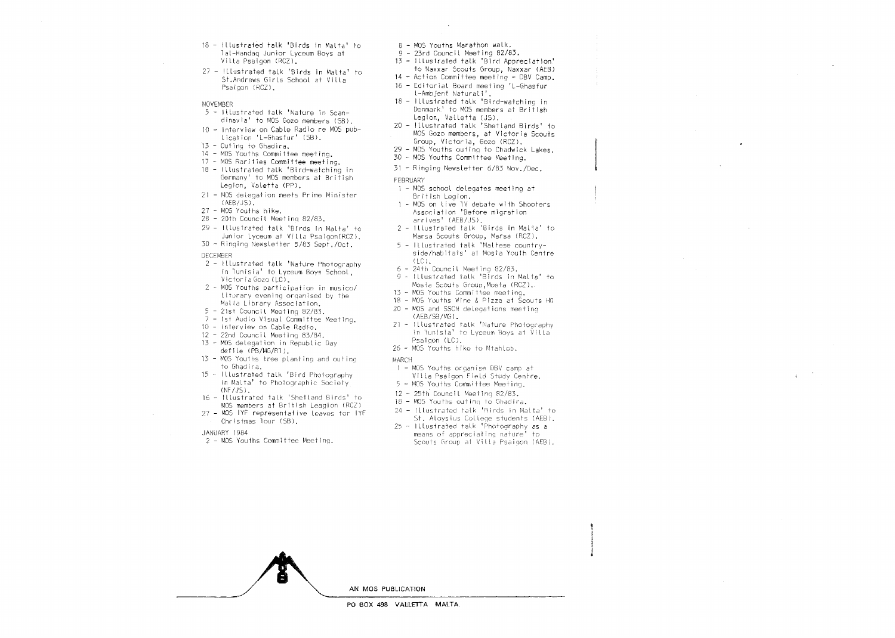18 - Illustrated talk 'Birds in Malta' to Tal-Handaq Junior Lyceum Boys at Villa Psaigon (RCZ).

27 - Illustrated talk 'Birds in Malta' to St.Andrews Girls School at Villa Psaigon (RCZ).

NOVEMBER

5 - Illustrated talk 'Nature in Scandinavia' to MOS Gozo members (SB).

10 - Interview on Cable Radio re MOS publication 'L-Għasfur' (SB).

13 - Outing to Ghadira.

14 - MOS Youths Committee meeting.

17 - MOS Rarities Committee meeting.

18 - Illustrated talk 'Bird-watching in Germany' to MOS members at British Legion, Valetta (PP).

21 - MOS delegation meets Prime Minister (AEB/JS).

27 - MOS Youths hike.

28 - 20th Council Meeting 82/83.

29 - Illustrated talk 'Birds in Malta' to Junior Lyceum at Villa Psaigon(RCZ).

30 - Ringing Newsletter 5/83 Sept./Oct.

DECEMBER

2 - Illustrated talk 'Nature Photography in Tunisia' to Lyceum Boys School, Victoria Gozo (LC).

2 - MOS Youths participation in musico/literary evening organised by the Malta Library Association.

5 - 21st Council Meeting 82/83.

7 - 1st Audio Visual Committee Meeting.

10 - Interview on Cable Radio.

12 - 22nd Council Meeting 83/84.

13 - MOS delegation in Republic Day defile (PB/MG/RI).

13 - MOS Youths tree planting and outing to Ghadira.

15 - Illustrated talk 'Bird Photography in Malta' to Photographic Society (NF/JS).

16 - Illustrated talk 'Shetland Birds' to MOS members at British Leagion (RCZ)

27 - MOS IYF representative leaves for IYF Christmas Tour (SB).

JANUARY 1984

2 - MOS Youths Committee Meeting.

8 - MOS Youths Marathon walk.

9 - 23rd Council Meeting 82/83.

13 - Illustrated talk 'Bird Appreciation' to Naxxar Scouts Group, Naxxar (AEB)

14 - Action Committee meeting - DBV Camp.

16 - Editorial Board meeting 'L-Għasfur l-Ambjent Naturali'.

18 - Illustrated talk 'Bird-watching in Denmark' to MOS members at British Legion, Valletta (JS).

20 - Illustrated talk 'Shetland Birds' to MOS Gozo members, at Victoria Scouts Group, Victoria, Gozo (RCZ).

29 - MOS Youths outing to Chadwick Lakes.

30 - MOS Youths Committee Meeting.

31 - Ringing Newsletter 6/83 Nov./Dec.

FEBRUARY

1 - MOS school delegates meeting at British Legion.

1 - MOS on live TV debate with Shooters Association 'Before migration arrives' (AEB/JS).

2 - Illustrated talk 'Birds in Malta' to Marsa Scouts Group, Marsa (RCZ).

5 - Illustrated talk 'Maltese countryside/habitats' at Mosta Youth Centre (LC).

6 - 24th Council Meeting 82/83.

9 - Illustrated talk 'Birds in Malta' to Mosta Scouts Group,Mosta (RCZ).

13 - MOS Youths Committee meeting.

18 - MOS Youths Wine & Pizza at Scouts HQ

20 - MOS and SSCN delegations meeting (AEB/SB/MG).

21 - Illustrated talk 'Nature Photography in Tunisia' to Lyceum Boys at Villa Psaigon (LC).

26 - MOS Youths hike to Mtahleb.

MARCH

1 - MOS Youths organise DBV camp at Villa Psaigon Field Study Centre.

5 - MOS Youths Committee Meeting.

12 - 25th Council Meeting 82/83.

18 - MOS Youths outing to Ghadira.

24 - Illustrated talk 'Birds in Malta' to St. Aloysius College students (AEB).

25 - Illustrated talk 'Photography as a means of appreciating nature' to Scouts Group at Villa Psaigon (AEB).

AN MOS PUBLICATION

PO BOX 498 VALLETTA MALTA